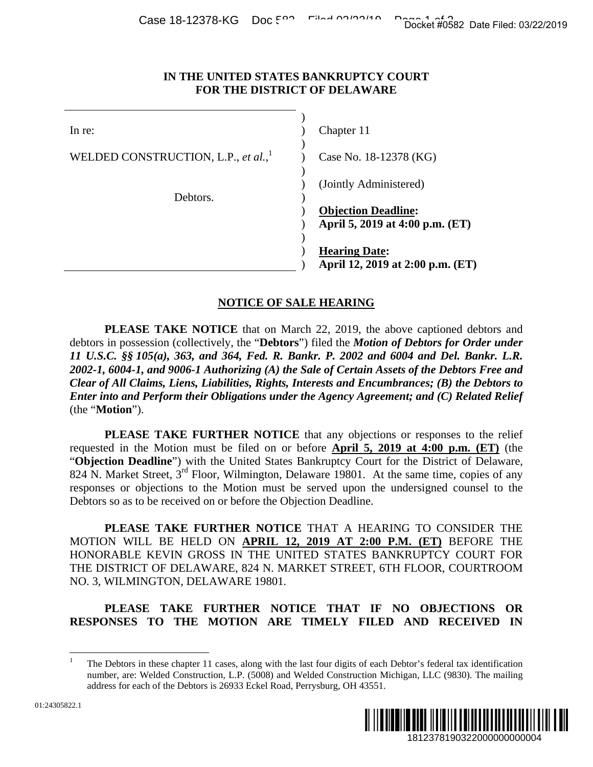**IN THE UNITED STATES BANKRUPTCY COURT FOR THE DISTRICT OF DELAWARE**

| | |
|---|---|
| In re: | Chapter 11 |
| WELDED CONSTRUCTION, L.P., *et al.*,[1] | Case No. 18-12378 (KG) |
| Debtors. | (Jointly Administered) |
| | **Objection Deadline: April 5, 2019 at 4:00 p.m. (ET)** |
| | **Hearing Date: April 12, 2019 at 2:00 p.m. (ET)** |

## NOTICE OF SALE HEARING

**PLEASE TAKE NOTICE** that on March 22, 2019, the above captioned debtors and debtors in possession (collectively, the "**Debtors**") filed the ***Motion of Debtors for Order under 11 U.S.C. §§ 105(a), 363, and 364, Fed. R. Bankr. P. 2002 and 6004 and Del. Bankr. L.R. 2002-1, 6004-1, and 9006-1 Authorizing (A) the Sale of Certain Assets of the Debtors Free and Clear of All Claims, Liens, Liabilities, Rights, Interests and Encumbrances; (B) the Debtors to Enter into and Perform their Obligations under the Agency Agreement; and (C) Related Relief*** (the "**Motion**").

**PLEASE TAKE FURTHER NOTICE** that any objections or responses to the relief requested in the Motion must be filed on or before **April 5, 2019 at 4:00 p.m. (ET)** (the "**Objection Deadline**") with the United States Bankruptcy Court for the District of Delaware, 824 N. Market Street, 3rd Floor, Wilmington, Delaware 19801. At the same time, copies of any responses or objections to the Motion must be served upon the undersigned counsel to the Debtors so as to be received on or before the Objection Deadline.

**PLEASE TAKE FURTHER NOTICE** THAT A HEARING TO CONSIDER THE MOTION WILL BE HELD ON **APRIL 12, 2019 AT 2:00 P.M. (ET)** BEFORE THE HONORABLE KEVIN GROSS IN THE UNITED STATES BANKRUPTCY COURT FOR THE DISTRICT OF DELAWARE, 824 N. MARKET STREET, 6TH FLOOR, COURTROOM NO. 3, WILMINGTON, DELAWARE 19801.

**PLEASE TAKE FURTHER NOTICE THAT IF NO OBJECTIONS OR RESPONSES TO THE MOTION ARE TIMELY FILED AND RECEIVED IN**

---

[1] The Debtors in these chapter 11 cases, along with the last four digits of each Debtor's federal tax identification number, are: Welded Construction, L.P. (5008) and Welded Construction Michigan, LLC (9830). The mailing address for each of the Debtors is 26933 Eckel Road, Perrysburg, OH 43551.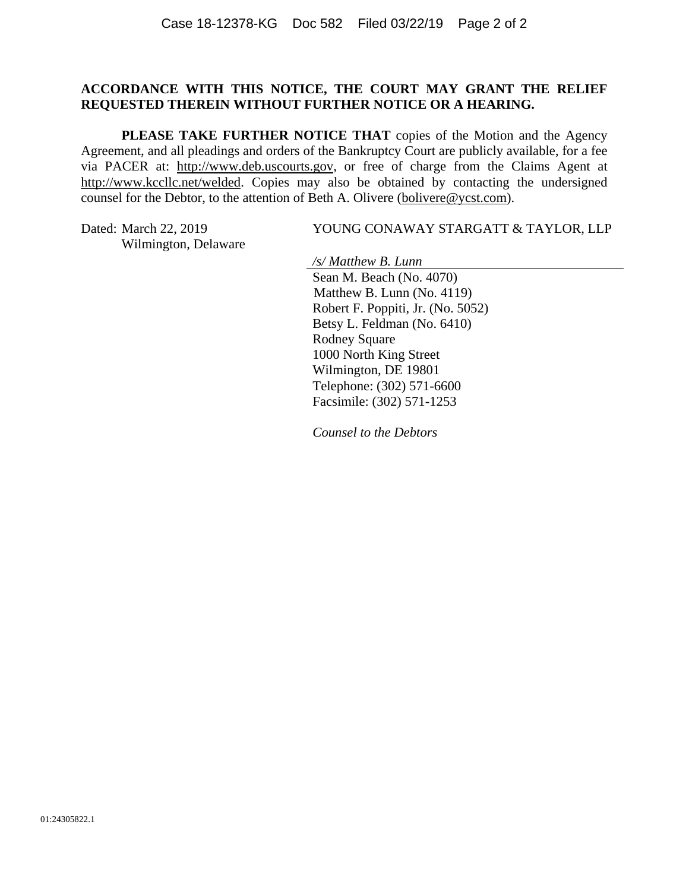**ACCORDANCE WITH THIS NOTICE, THE COURT MAY GRANT THE RELIEF REQUESTED THEREIN WITHOUT FURTHER NOTICE OR A HEARING.**

**PLEASE TAKE FURTHER NOTICE THAT** copies of the Motion and the Agency Agreement, and all pleadings and orders of the Bankruptcy Court are publicly available, for a fee via PACER at: http://www.deb.uscourts.gov, or free of charge from the Claims Agent at http://www.kccllc.net/welded. Copies may also be obtained by contacting the undersigned counsel for the Debtor, to the attention of Beth A. Olivere (bolivere@ycst.com).

Dated: March 22, 2019
Wilmington, Delaware

YOUNG CONAWAY STARGATT & TAYLOR, LLP

*/s/ Matthew B. Lunn*
Sean M. Beach (No. 4070)
Matthew B. Lunn (No. 4119)
Robert F. Poppiti, Jr. (No. 5052)
Betsy L. Feldman (No. 6410)
Rodney Square
1000 North King Street
Wilmington, DE 19801
Telephone: (302) 571-6600
Facsimile: (302) 571-1253

*Counsel to the Debtors*

01:24305822.1